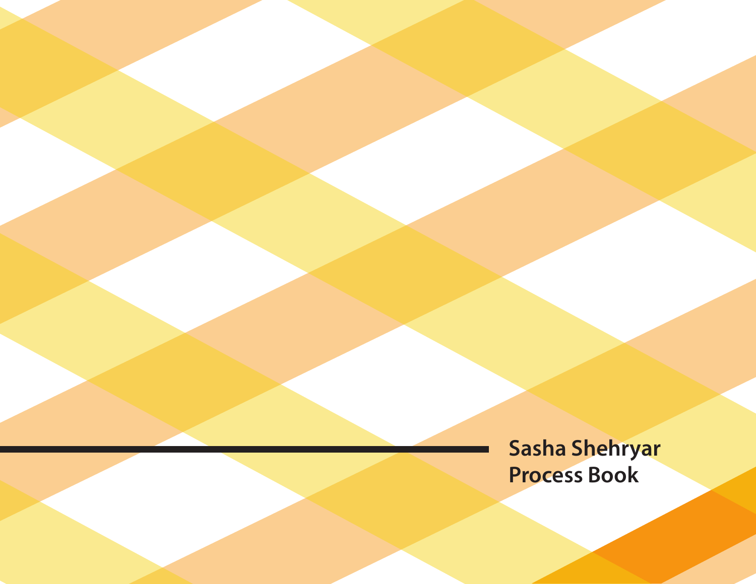**Sasha Shehryar**
**Process Book**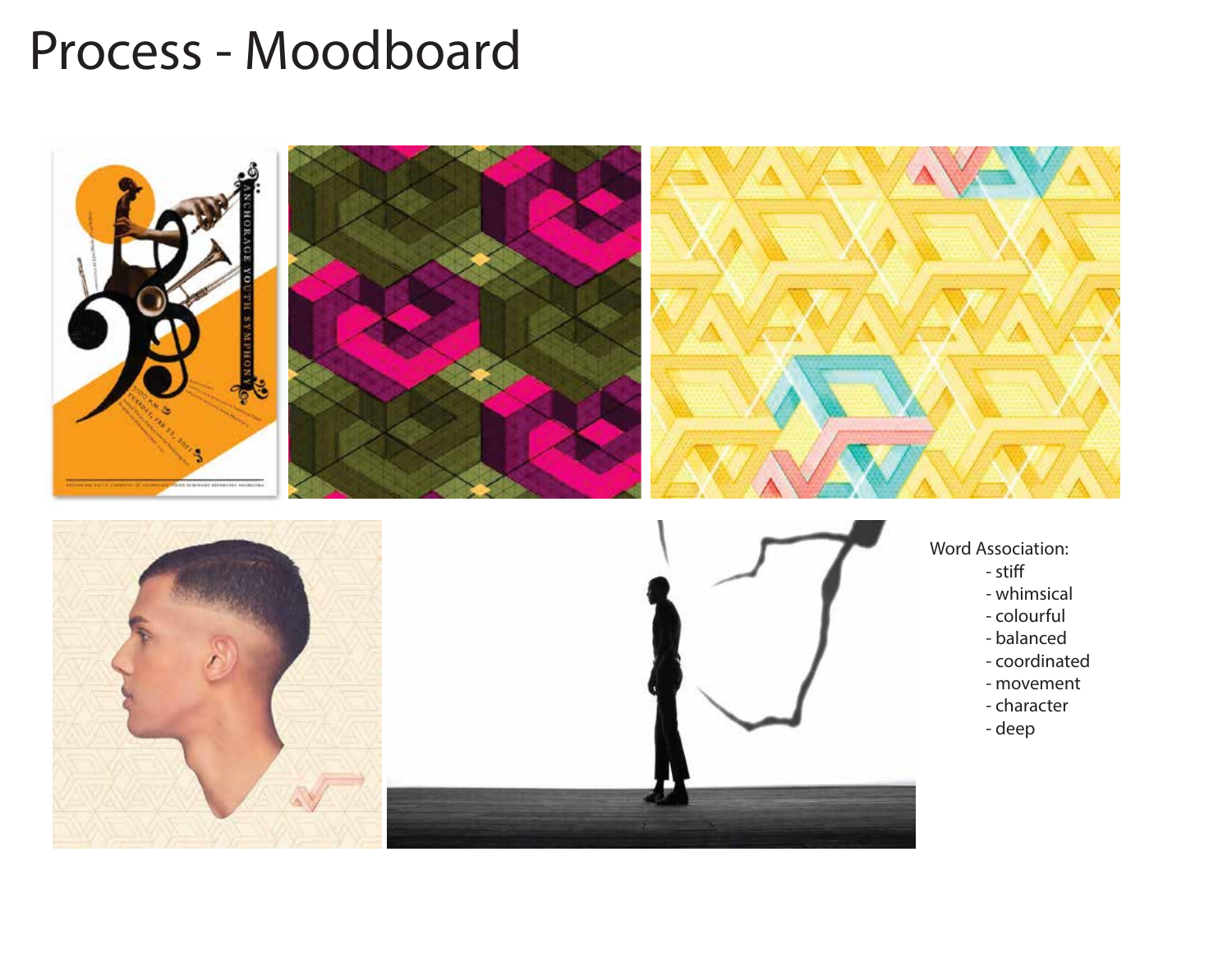# Process - Moodboard

Word Association:

- stiff
- whimsical
- colourful
- balanced
- coordinated
- movement
- character
- deep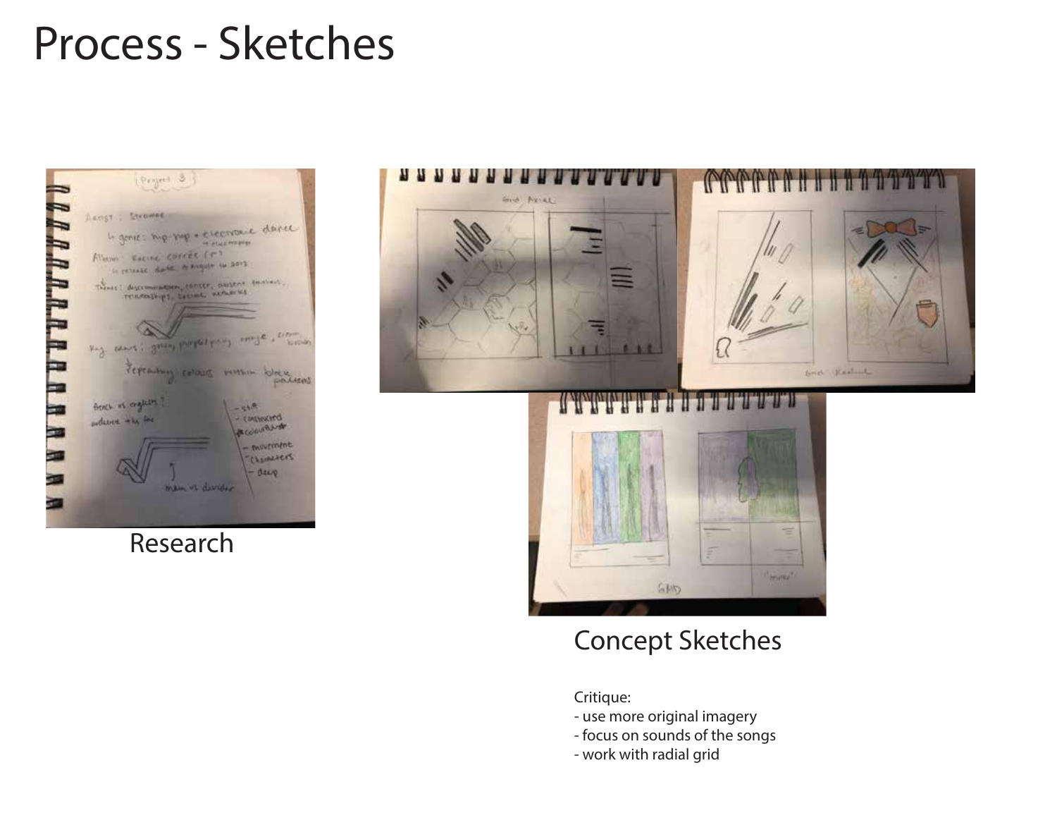# Process - Sketches

Research

Concept Sketches

Critique:
- use more original imagery
- focus on sounds of the songs
- work with radial grid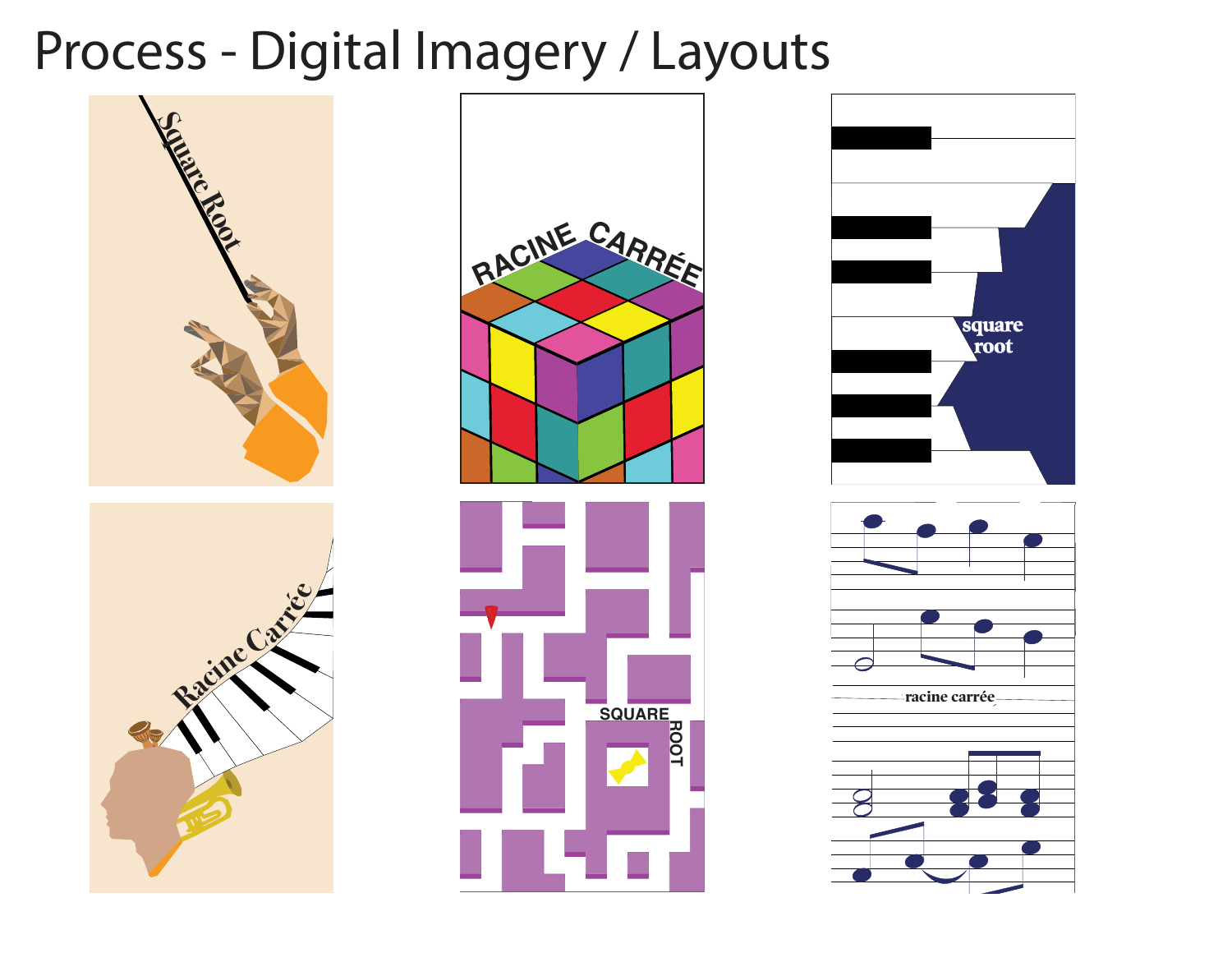# Process - Digital Imagery / Layouts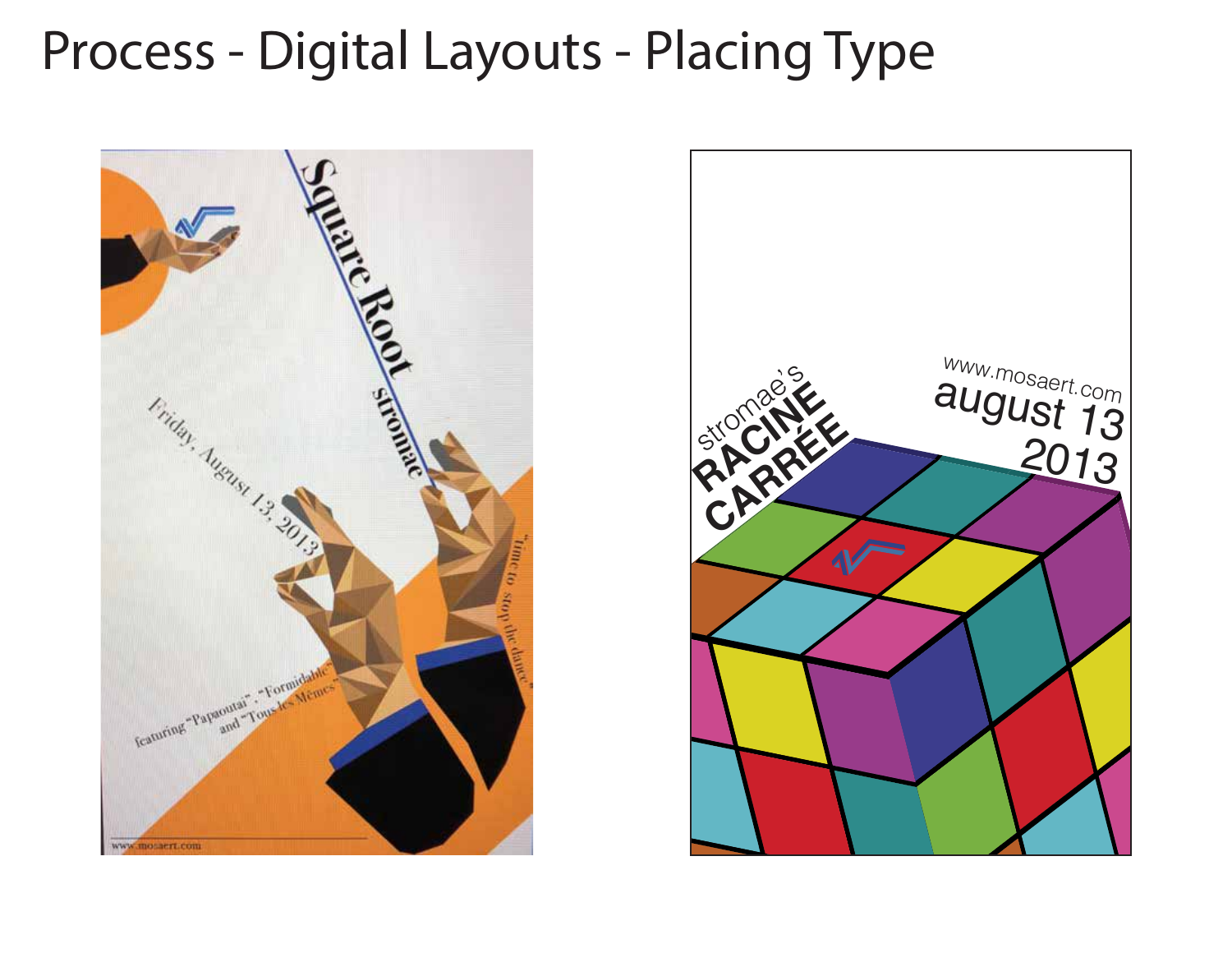# Process - Digital Layouts - Placing Type

Square Root

stromae

Friday, August 13, 2013

"time to stop the dance"

featuring "Papaoutai", "Formidable" and "Tous les Mêmes"

www.mosaert.com

stromae's

RACINE

CARRÉE

www.mosaert.com

august 13

2013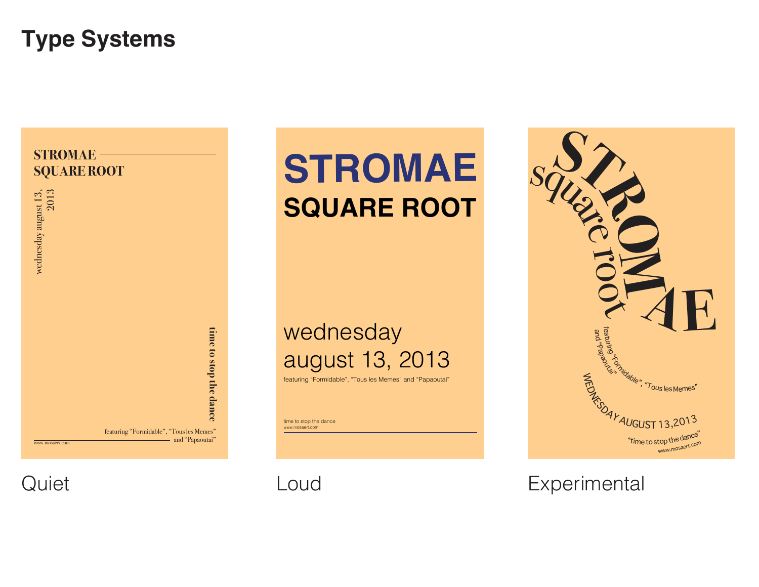# Type Systems

STROMAE
SQUARE ROOT

wednesday august 13, 2013

time to stop the dance

featuring "Formidable", "Tous les Memes" and "Papaoutai"

www.mosaert.com

Quiet

STROMAE

SQUARE ROOT

wednesday
august 13, 2013

featuring "Formidable", "Tous les Memes" and "Papaoutai"

time to stop the dance
www.mosaert.com

Loud

STROMAE

square root

featuring "Formidable", "Tous les Memes" and "Papaoutai"

WEDNESDAY AUGUST 13,2013

"time to stop the dance"
www.mosaert.com

Experimental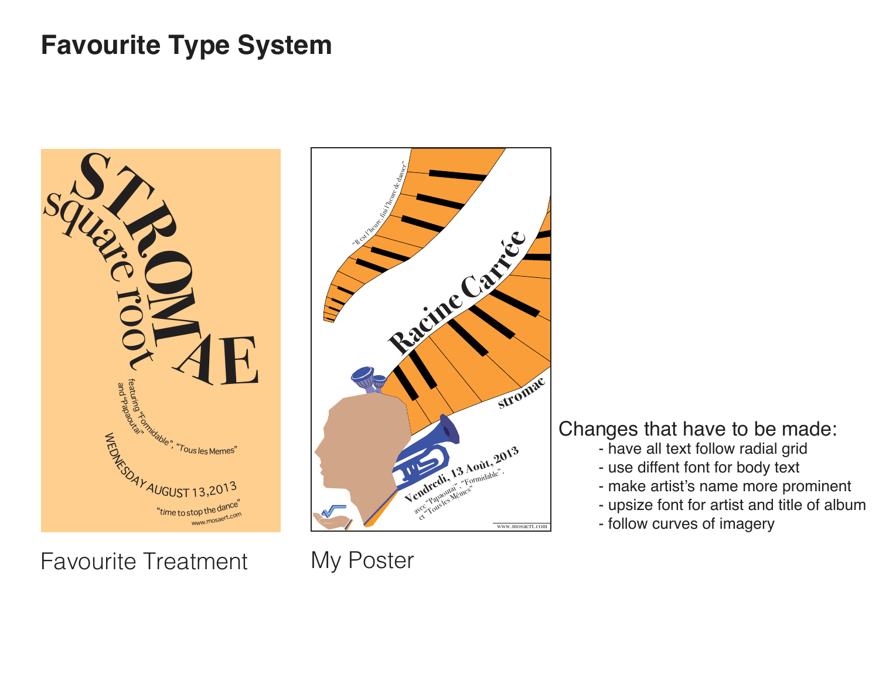# Favourite Type System

Favourite Treatment

My Poster

Changes that have to be made:

- have all text follow radial grid
- use diffent font for body text
- make artist's name more prominent
- upsize font for artist and title of album
- follow curves of imagery